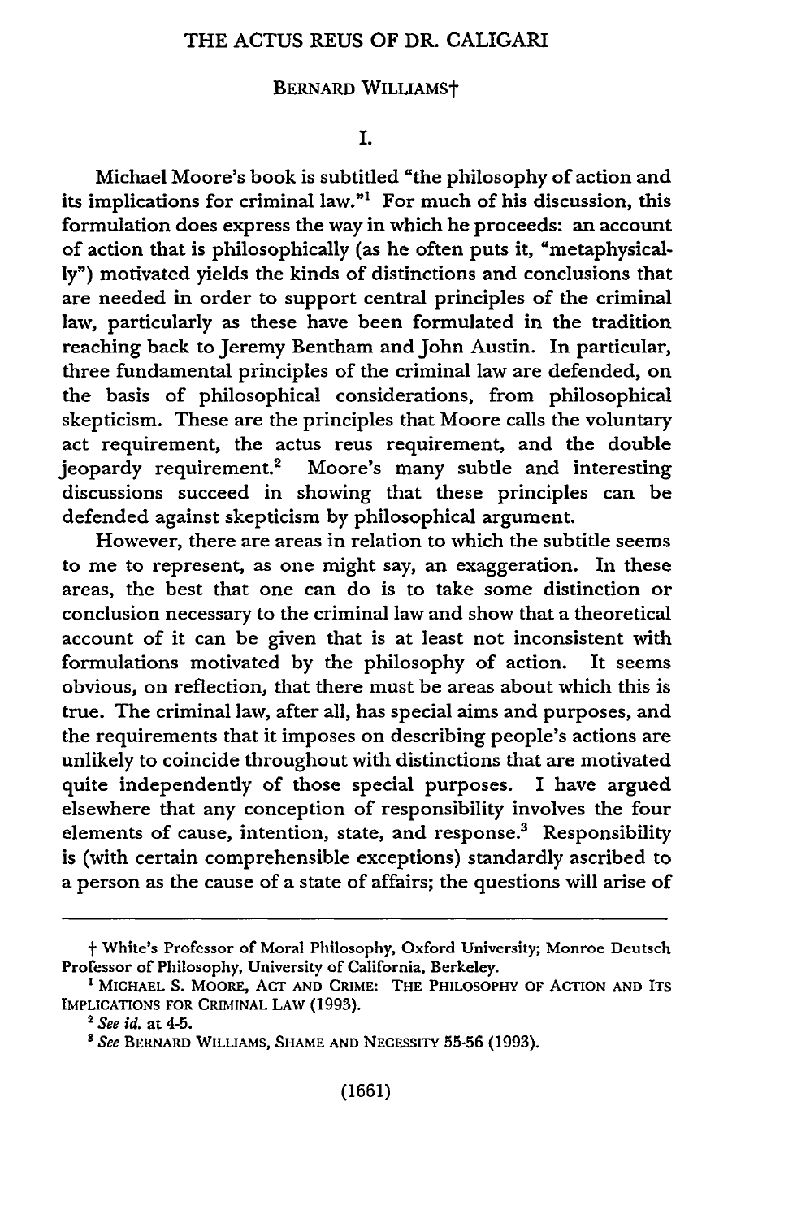# THE ACTUS REUS OF DR. CALIGARI

BERNARD WILLIAMS†

## I.

Michael Moore's book is subtitled "the philosophy of action and its implications for criminal law."[1] For much of his discussion, this formulation does express the way in which he proceeds: an account of action that is philosophically (as he often puts it, "metaphysically") motivated yields the kinds of distinctions and conclusions that are needed in order to support central principles of the criminal law, particularly as these have been formulated in the tradition reaching back to Jeremy Bentham and John Austin. In particular, three fundamental principles of the criminal law are defended, on the basis of philosophical considerations, from philosophical skepticism. These are the principles that Moore calls the voluntary act requirement, the actus reus requirement, and the double jeopardy requirement.[2] Moore's many subtle and interesting discussions succeed in showing that these principles can be defended against skepticism by philosophical argument.

However, there are areas in relation to which the subtitle seems to me to represent, as one might say, an exaggeration. In these areas, the best that one can do is to take some distinction or conclusion necessary to the criminal law and show that a theoretical account of it can be given that is at least not inconsistent with formulations motivated by the philosophy of action. It seems obvious, on reflection, that there must be areas about which this is true. The criminal law, after all, has special aims and purposes, and the requirements that it imposes on describing people's actions are unlikely to coincide throughout with distinctions that are motivated quite independently of those special purposes. I have argued elsewhere that any conception of responsibility involves the four elements of cause, intention, state, and response.[3] Responsibility is (with certain comprehensible exceptions) standardly ascribed to a person as the cause of a state of affairs; the questions will arise of

---

† White's Professor of Moral Philosophy, Oxford University; Monroe Deutsch Professor of Philosophy, University of California, Berkeley.

[1] MICHAEL S. MOORE, ACT AND CRIME: THE PHILOSOPHY OF ACTION AND ITS IMPLICATIONS FOR CRIMINAL LAW (1993).

[2] *See id.* at 4-5.

[3] *See* BERNARD WILLIAMS, SHAME AND NECESSITY 55-56 (1993).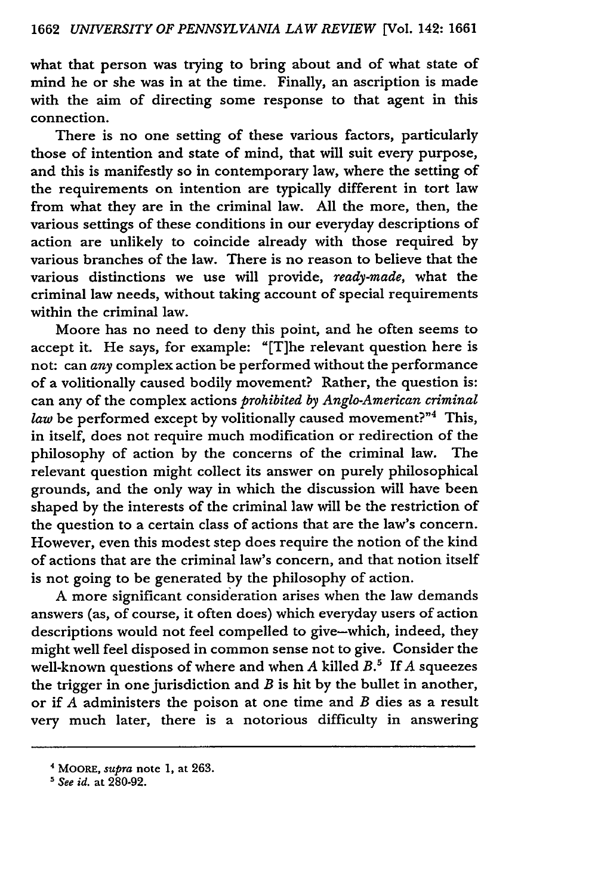what that person was trying to bring about and of what state of mind he or she was in at the time. Finally, an ascription is made with the aim of directing some response to that agent in this connection.

There is no one setting of these various factors, particularly those of intention and state of mind, that will suit every purpose, and this is manifestly so in contemporary law, where the setting of the requirements on intention are typically different in tort law from what they are in the criminal law. All the more, then, the various settings of these conditions in our everyday descriptions of action are unlikely to coincide already with those required by various branches of the law. There is no reason to believe that the various distinctions we use will provide, *ready-made*, what the criminal law needs, without taking account of special requirements within the criminal law.

Moore has no need to deny this point, and he often seems to accept it. He says, for example: "[T]he relevant question here is not: can *any* complex action be performed without the performance of a volitionally caused bodily movement? Rather, the question is: can any of the complex actions *prohibited by Anglo-American criminal law* be performed except by volitionally caused movement?"[4] This, in itself, does not require much modification or redirection of the philosophy of action by the concerns of the criminal law. The relevant question might collect its answer on purely philosophical grounds, and the only way in which the discussion will have been shaped by the interests of the criminal law will be the restriction of the question to a certain class of actions that are the law's concern. However, even this modest step does require the notion of the kind of actions that are the criminal law's concern, and that notion itself is not going to be generated by the philosophy of action.

A more significant consideration arises when the law demands answers (as, of course, it often does) which everyday users of action descriptions would not feel compelled to give—which, indeed, they might well feel disposed in common sense not to give. Consider the well-known questions of where and when *A* killed *B*.[5] If *A* squeezes the trigger in one jurisdiction and *B* is hit by the bullet in another, or if *A* administers the poison at one time and *B* dies as a result very much later, there is a notorious difficulty in answering

---

[4] MOORE, *supra* note 1, at 263.

[5] *See id.* at 280-92.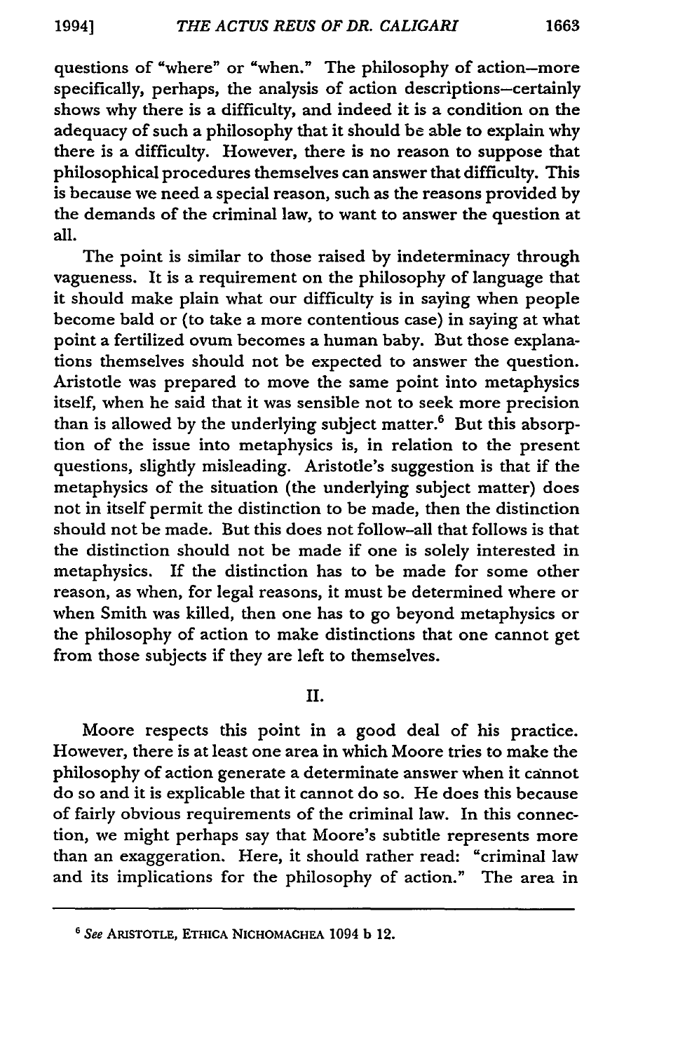questions of "where" or "when." The philosophy of action–more specifically, perhaps, the analysis of action descriptions–certainly shows why there is a difficulty, and indeed it is a condition on the adequacy of such a philosophy that it should be able to explain why there is a difficulty. However, there is no reason to suppose that philosophical procedures themselves can answer that difficulty. This is because we need a special reason, such as the reasons provided by the demands of the criminal law, to want to answer the question at all.

The point is similar to those raised by indeterminacy through vagueness. It is a requirement on the philosophy of language that it should make plain what our difficulty is in saying when people become bald or (to take a more contentious case) in saying at what point a fertilized ovum becomes a human baby. But those explanations themselves should not be expected to answer the question. Aristotle was prepared to move the same point into metaphysics itself, when he said that it was sensible not to seek more precision than is allowed by the underlying subject matter.[6] But this absorption of the issue into metaphysics is, in relation to the present questions, slightly misleading. Aristotle's suggestion is that if the metaphysics of the situation (the underlying subject matter) does not in itself permit the distinction to be made, then the distinction should not be made. But this does not follow–all that follows is that the distinction should not be made if one is solely interested in metaphysics. If the distinction has to be made for some other reason, as when, for legal reasons, it must be determined where or when Smith was killed, then one has to go beyond metaphysics or the philosophy of action to make distinctions that one cannot get from those subjects if they are left to themselves.

## II.

Moore respects this point in a good deal of his practice. However, there is at least one area in which Moore tries to make the philosophy of action generate a determinate answer when it cannot do so and it is explicable that it cannot do so. He does this because of fairly obvious requirements of the criminal law. In this connection, we might perhaps say that Moore's subtitle represents more than an exaggeration. Here, it should rather read: "criminal law and its implications for the philosophy of action." The area in

---

[6] *See* ARISTOTLE, ETHICA NICHOMACHEA 1094 b 12.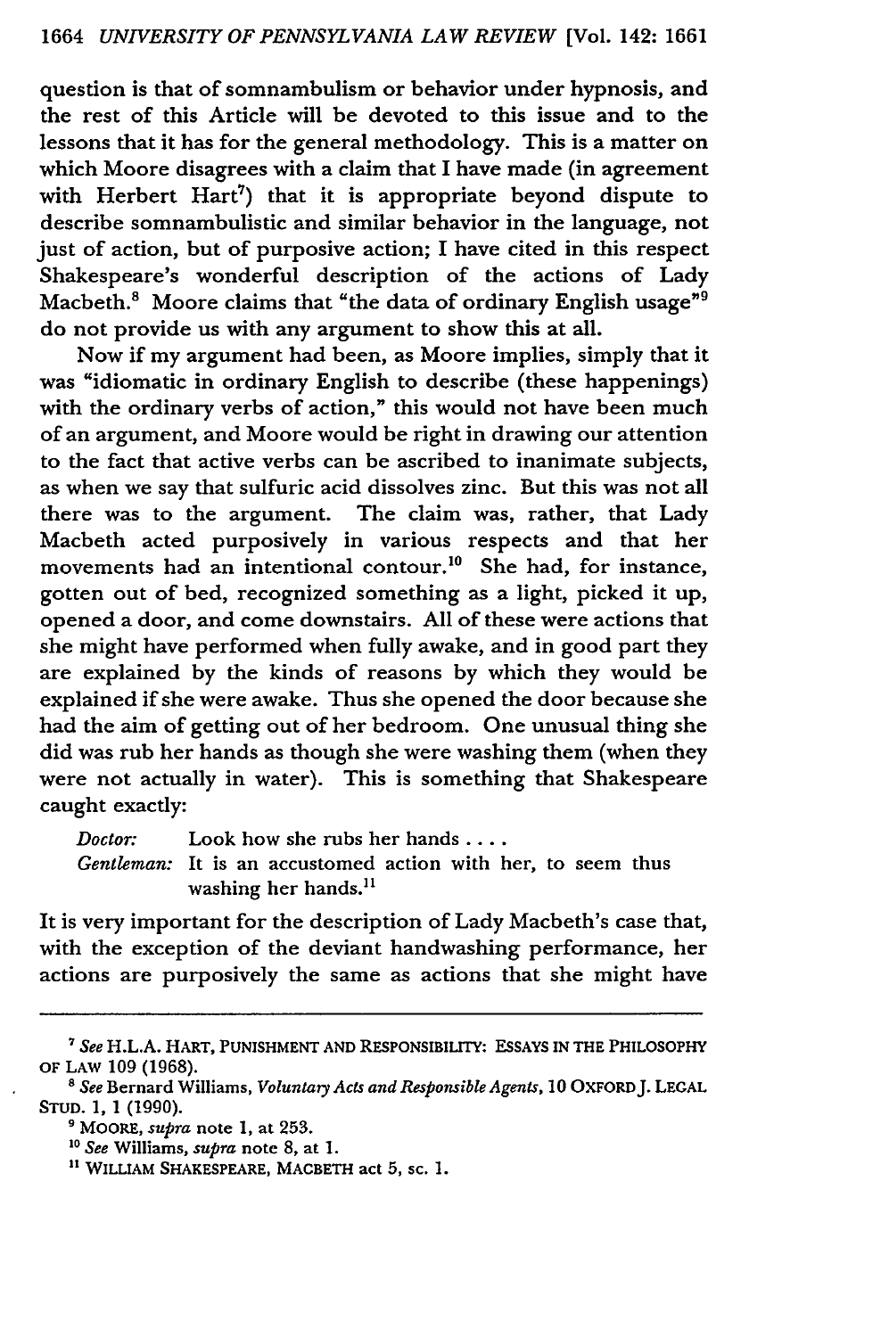question is that of somnambulism or behavior under hypnosis, and the rest of this Article will be devoted to this issue and to the lessons that it has for the general methodology. This is a matter on which Moore disagrees with a claim that I have made (in agreement with Herbert Hart[7]) that it is appropriate beyond dispute to describe somnambulistic and similar behavior in the language, not just of action, but of purposive action; I have cited in this respect Shakespeare's wonderful description of the actions of Lady Macbeth.[8] Moore claims that "the data of ordinary English usage"[9] do not provide us with any argument to show this at all.

Now if my argument had been, as Moore implies, simply that it was "idiomatic in ordinary English to describe (these happenings) with the ordinary verbs of action," this would not have been much of an argument, and Moore would be right in drawing our attention to the fact that active verbs can be ascribed to inanimate subjects, as when we say that sulfuric acid dissolves zinc. But this was not all there was to the argument. The claim was, rather, that Lady Macbeth acted purposively in various respects and that her movements had an intentional contour.[10] She had, for instance, gotten out of bed, recognized something as a light, picked it up, opened a door, and come downstairs. All of these were actions that she might have performed when fully awake, and in good part they are explained by the kinds of reasons by which they would be explained if she were awake. Thus she opened the door because she had the aim of getting out of her bedroom. One unusual thing she did was rub her hands as though she were washing them (when they were not actually in water). This is something that Shakespeare caught exactly:

> *Doctor:* Look how she rubs her hands . . . .
> *Gentleman:* It is an accustomed action with her, to seem thus washing her hands.[11]

It is very important for the description of Lady Macbeth's case that, with the exception of the deviant handwashing performance, her actions are purposively the same as actions that she might have

---

[7] *See* H.L.A. HART, PUNISHMENT AND RESPONSIBILITY: ESSAYS IN THE PHILOSOPHY OF LAW 109 (1968).

[8] *See* Bernard Williams, *Voluntary Acts and Responsible Agents*, 10 OXFORD J. LEGAL STUD. 1, 1 (1990).

[9] MOORE, *supra* note 1, at 253.

[10] *See* Williams, *supra* note 8, at 1.

[11] WILLIAM SHAKESPEARE, MACBETH act 5, sc. 1.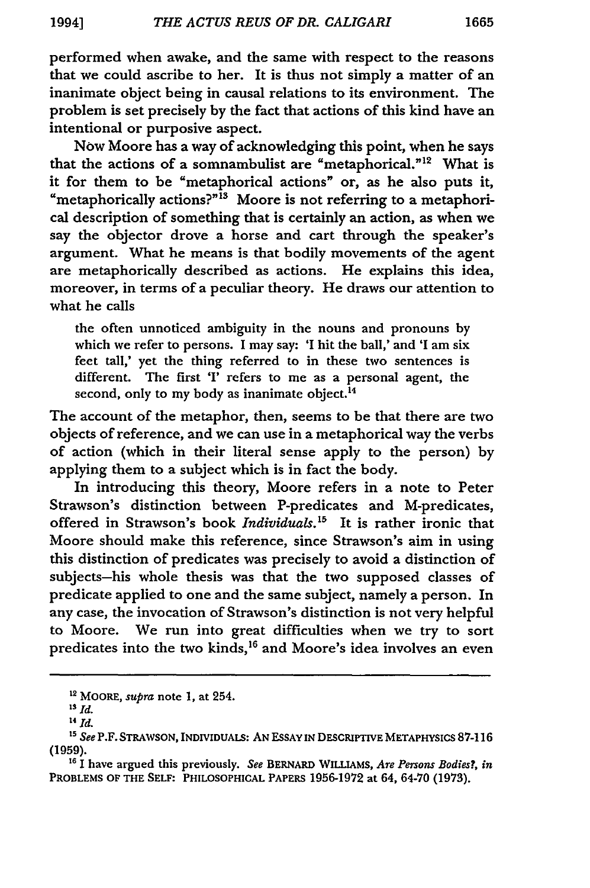performed when awake, and the same with respect to the reasons that we could ascribe to her. It is thus not simply a matter of an inanimate object being in causal relations to its environment. The problem is set precisely by the fact that actions of this kind have an intentional or purposive aspect.

Now Moore has a way of acknowledging this point, when he says that the actions of a somnambulist are "metaphorical."[12] What is it for them to be "metaphorical actions" or, as he also puts it, "metaphorically actions?"[13] Moore is not referring to a metaphorical description of something that is certainly an action, as when we say the objector drove a horse and cart through the speaker's argument. What he means is that bodily movements of the agent are metaphorically described as actions. He explains this idea, moreover, in terms of a peculiar theory. He draws our attention to what he calls

> the often unnoticed ambiguity in the nouns and pronouns by which we refer to persons. I may say: 'I hit the ball,' and 'I am six feet tall,' yet the thing referred to in these two sentences is different. The first 'I' refers to me as a personal agent, the second, only to my body as inanimate object.[14]

The account of the metaphor, then, seems to be that there are two objects of reference, and we can use in a metaphorical way the verbs of action (which in their literal sense apply to the person) by applying them to a subject which is in fact the body.

In introducing this theory, Moore refers in a note to Peter Strawson's distinction between P-predicates and M-predicates, offered in Strawson's book *Individuals*.[15] It is rather ironic that Moore should make this reference, since Strawson's aim in using this distinction of predicates was precisely to avoid a distinction of subjects—his whole thesis was that the two supposed classes of predicate applied to one and the same subject, namely a person. In any case, the invocation of Strawson's distinction is not very helpful to Moore. We run into great difficulties when we try to sort predicates into the two kinds,[16] and Moore's idea involves an even

---

[12] MOORE, *supra* note 1, at 254.

[13] *Id.*

[14] *Id.*

[15] *See* P.F. STRAWSON, INDIVIDUALS: AN ESSAY IN DESCRIPTIVE METAPHYSICS 87-116 (1959).

[16] I have argued this previously. *See* BERNARD WILLIAMS, *Are Persons Bodies?*, *in* PROBLEMS OF THE SELF: PHILOSOPHICAL PAPERS 1956-1972 at 64, 64-70 (1973).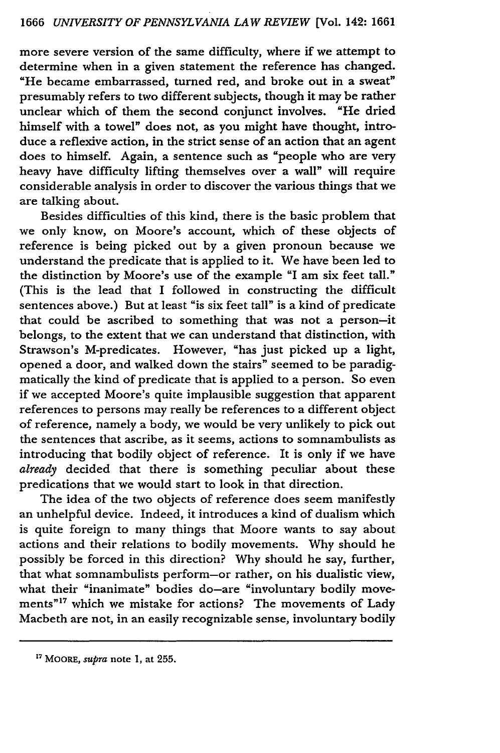more severe version of the same difficulty, where if we attempt to determine when in a given statement the reference has changed. "He became embarrassed, turned red, and broke out in a sweat" presumably refers to two different subjects, though it may be rather unclear which of them the second conjunct involves. "He dried himself with a towel" does not, as you might have thought, introduce a reflexive action, in the strict sense of an action that an agent does to himself. Again, a sentence such as "people who are very heavy have difficulty lifting themselves over a wall" will require considerable analysis in order to discover the various things that we are talking about.

Besides difficulties of this kind, there is the basic problem that we only know, on Moore's account, which of these objects of reference is being picked out by a given pronoun because we understand the predicate that is applied to it. We have been led to the distinction by Moore's use of the example "I am six feet tall." (This is the lead that I followed in constructing the difficult sentences above.) But at least "is six feet tall" is a kind of predicate that could be ascribed to something that was not a person—it belongs, to the extent that we can understand that distinction, with Strawson's M-predicates. However, "has just picked up a light, opened a door, and walked down the stairs" seemed to be paradigmatically the kind of predicate that is applied to a person. So even if we accepted Moore's quite implausible suggestion that apparent references to persons may really be references to a different object of reference, namely a body, we would be very unlikely to pick out the sentences that ascribe, as it seems, actions to somnambulists as introducing that bodily object of reference. It is only if we have *already* decided that there is something peculiar about these predications that we would start to look in that direction.

The idea of the two objects of reference does seem manifestly an unhelpful device. Indeed, it introduces a kind of dualism which is quite foreign to many things that Moore wants to say about actions and their relations to bodily movements. Why should he possibly be forced in this direction? Why should he say, further, that what somnambulists perform—or rather, on his dualistic view, what their "inanimate" bodies do—are "involuntary bodily movements"[17] which we mistake for actions? The movements of Lady Macbeth are not, in an easily recognizable sense, involuntary bodily

---

[17] MOORE, *supra* note 1, at 255.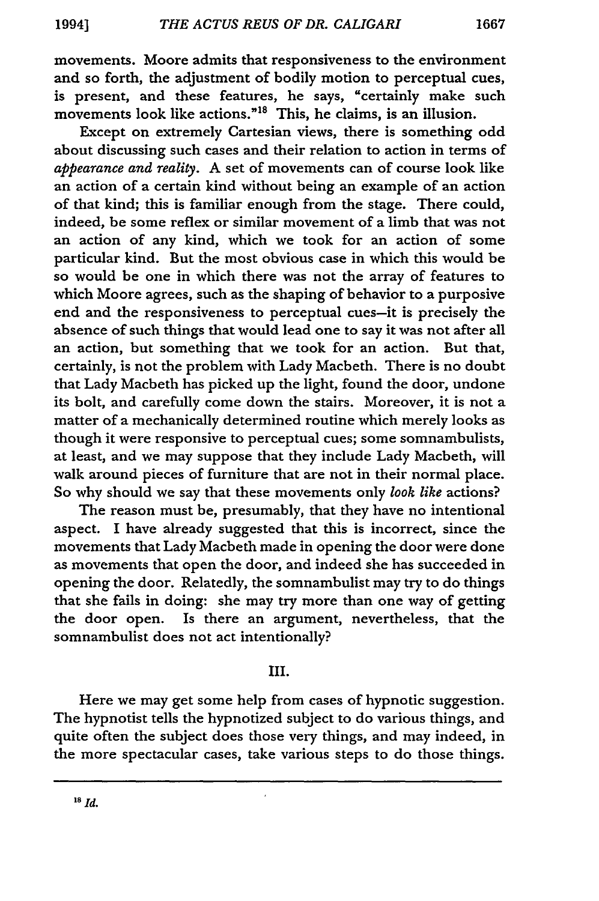movements. Moore admits that responsiveness to the environment and so forth, the adjustment of bodily motion to perceptual cues, is present, and these features, he says, "certainly make such movements look like actions."[18] This, he claims, is an illusion.

Except on extremely Cartesian views, there is something odd about discussing such cases and their relation to action in terms of *appearance and reality*. A set of movements can of course look like an action of a certain kind without being an example of an action of that kind; this is familiar enough from the stage. There could, indeed, be some reflex or similar movement of a limb that was not an action of any kind, which we took for an action of some particular kind. But the most obvious case in which this would be so would be one in which there was not the array of features to which Moore agrees, such as the shaping of behavior to a purposive end and the responsiveness to perceptual cues—it is precisely the absence of such things that would lead one to say it was not after all an action, but something that we took for an action. But that, certainly, is not the problem with Lady Macbeth. There is no doubt that Lady Macbeth has picked up the light, found the door, undone its bolt, and carefully come down the stairs. Moreover, it is not a matter of a mechanically determined routine which merely looks as though it were responsive to perceptual cues; some somnambulists, at least, and we may suppose that they include Lady Macbeth, will walk around pieces of furniture that are not in their normal place. So why should we say that these movements only *look like* actions?

The reason must be, presumably, that they have no intentional aspect. I have already suggested that this is incorrect, since the movements that Lady Macbeth made in opening the door were done as movements that open the door, and indeed she has succeeded in opening the door. Relatedly, the somnambulist may try to do things that she fails in doing: she may try more than one way of getting the door open. Is there an argument, nevertheless, that the somnambulist does not act intentionally?

## III.

Here we may get some help from cases of hypnotic suggestion. The hypnotist tells the hypnotized subject to do various things, and quite often the subject does those very things, and may indeed, in the more spectacular cases, take various steps to do those things.

[18] *Id.*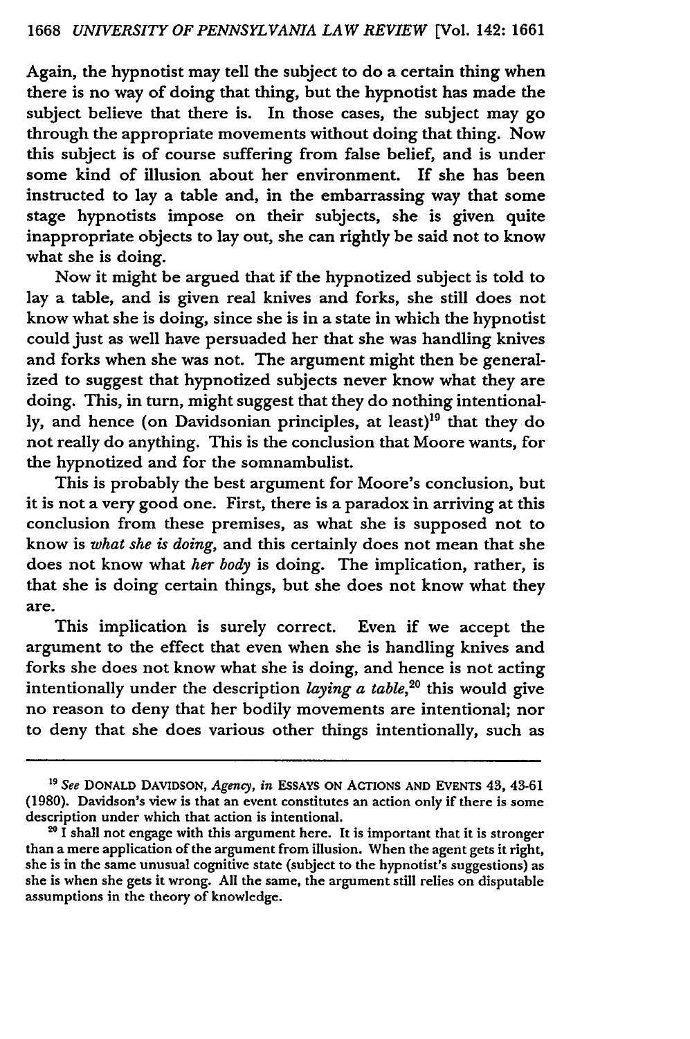Again, the hypnotist may tell the subject to do a certain thing when there is no way of doing that thing, but the hypnotist has made the subject believe that there is. In those cases, the subject may go through the appropriate movements without doing that thing. Now this subject is of course suffering from false belief, and is under some kind of illusion about her environment. If she has been instructed to lay a table and, in the embarrassing way that some stage hypnotists impose on their subjects, she is given quite inappropriate objects to lay out, she can rightly be said not to know what she is doing.

Now it might be argued that if the hypnotized subject is told to lay a table, and is given real knives and forks, she still does not know what she is doing, since she is in a state in which the hypnotist could just as well have persuaded her that she was handling knives and forks when she was not. The argument might then be generalized to suggest that hypnotized subjects never know what they are doing. This, in turn, might suggest that they do nothing intentionally, and hence (on Davidsonian principles, at least)[19] that they do not really do anything. This is the conclusion that Moore wants, for the hypnotized and for the somnambulist.

This is probably the best argument for Moore's conclusion, but it is not a very good one. First, there is a paradox in arriving at this conclusion from these premises, as what she is supposed not to know is *what she is doing*, and this certainly does not mean that she does not know what *her body* is doing. The implication, rather, is that she is doing certain things, but she does not know what they are.

This implication is surely correct. Even if we accept the argument to the effect that even when she is handling knives and forks she does not know what she is doing, and hence is not acting intentionally under the description *laying a table*,[20] this would give no reason to deny that her bodily movements are intentional; nor to deny that she does various other things intentionally, such as

---

[19] *See* DONALD DAVIDSON, *Agency*, *in* ESSAYS ON ACTIONS AND EVENTS 43, 43-61 (1980). Davidson's view is that an event constitutes an action only if there is some description under which that action is intentional.

[20] I shall not engage with this argument here. It is important that it is stronger than a mere application of the argument from illusion. When the agent gets it right, she is in the same unusual cognitive state (subject to the hypnotist's suggestions) as she is when she gets it wrong. All the same, the argument still relies on disputable assumptions in the theory of knowledge.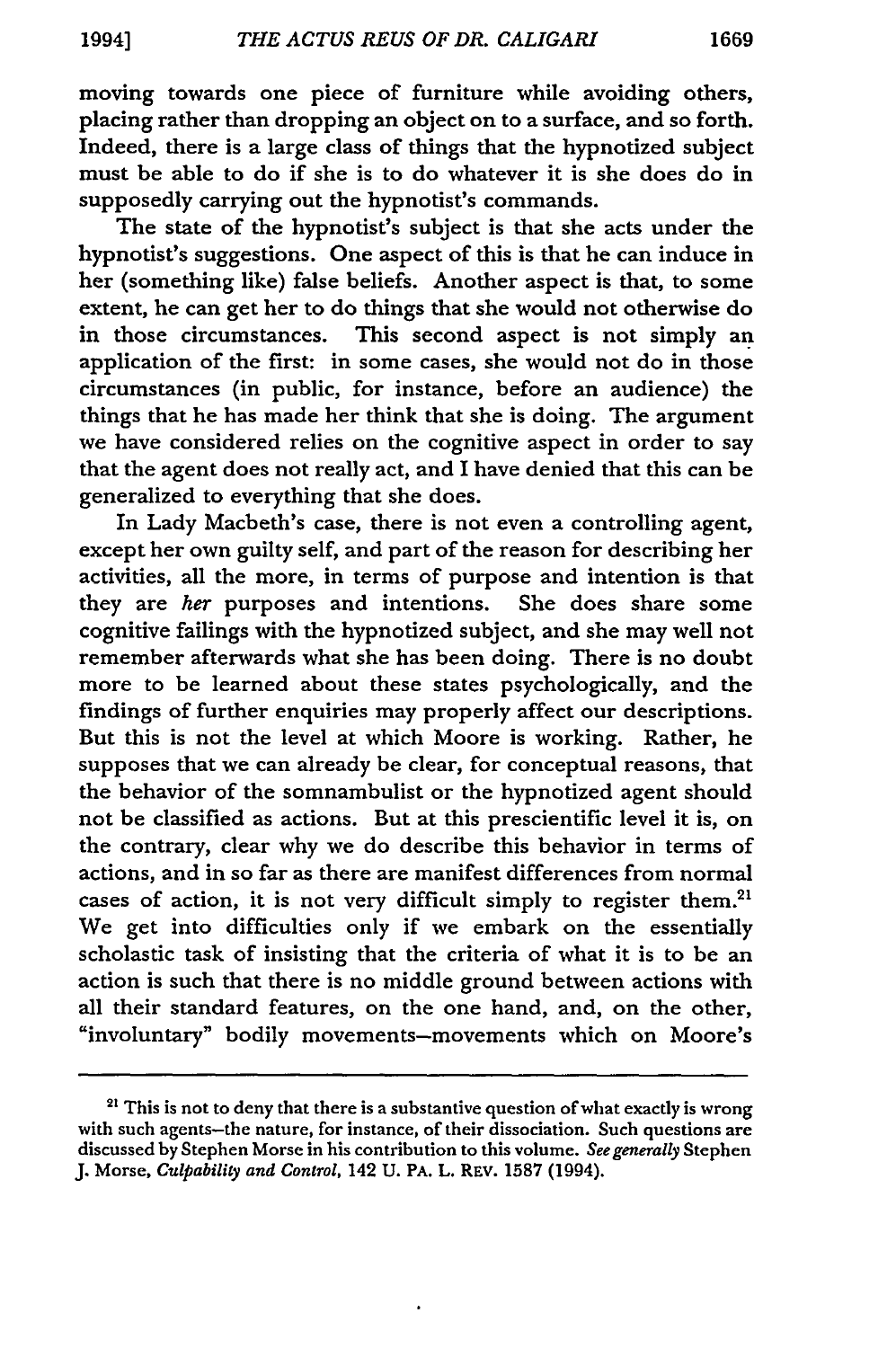moving towards one piece of furniture while avoiding others, placing rather than dropping an object on to a surface, and so forth. Indeed, there is a large class of things that the hypnotized subject must be able to do if she is to do whatever it is she does do in supposedly carrying out the hypnotist's commands.

The state of the hypnotist's subject is that she acts under the hypnotist's suggestions. One aspect of this is that he can induce in her (something like) false beliefs. Another aspect is that, to some extent, he can get her to do things that she would not otherwise do in those circumstances. This second aspect is not simply an application of the first: in some cases, she would not do in those circumstances (in public, for instance, before an audience) the things that he has made her think that she is doing. The argument we have considered relies on the cognitive aspect in order to say that the agent does not really act, and I have denied that this can be generalized to everything that she does.

In Lady Macbeth's case, there is not even a controlling agent, except her own guilty self, and part of the reason for describing her activities, all the more, in terms of purpose and intention is that they are *her* purposes and intentions. She does share some cognitive failings with the hypnotized subject, and she may well not remember afterwards what she has been doing. There is no doubt more to be learned about these states psychologically, and the findings of further enquiries may properly affect our descriptions. But this is not the level at which Moore is working. Rather, he supposes that we can already be clear, for conceptual reasons, that the behavior of the somnambulist or the hypnotized agent should not be classified as actions. But at this prescientific level it is, on the contrary, clear why we do describe this behavior in terms of actions, and in so far as there are manifest differences from normal cases of action, it is not very difficult simply to register them.[21] We get into difficulties only if we embark on the essentially scholastic task of insisting that the criteria of what it is to be an action is such that there is no middle ground between actions with all their standard features, on the one hand, and, on the other, "involuntary" bodily movements—movements which on Moore's

---

[21] This is not to deny that there is a substantive question of what exactly is wrong with such agents—the nature, for instance, of their dissociation. Such questions are discussed by Stephen Morse in his contribution to this volume. *See generally* Stephen J. Morse, *Culpability and Control*, 142 U. PA. L. REV. 1587 (1994).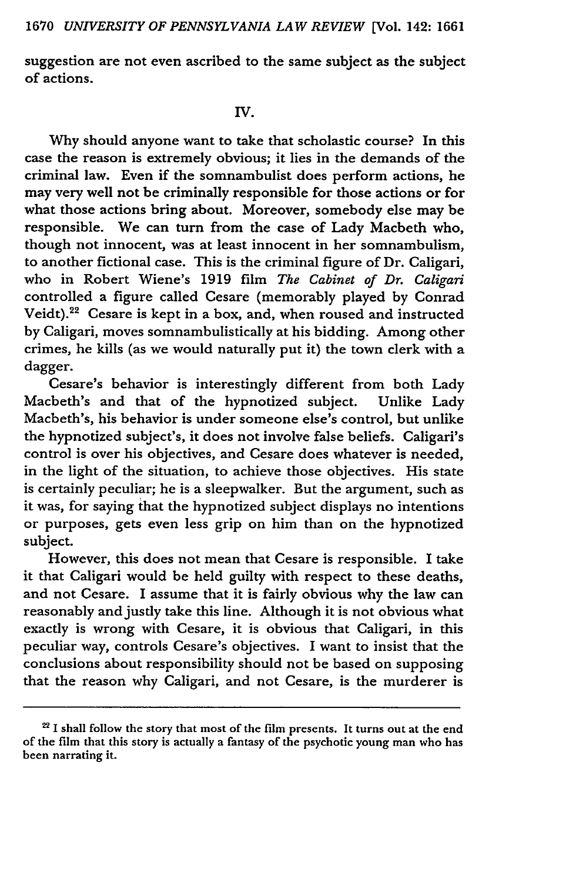suggestion are not even ascribed to the same subject as the subject of actions.

## IV.

Why should anyone want to take that scholastic course? In this case the reason is extremely obvious; it lies in the demands of the criminal law. Even if the somnambulist does perform actions, he may very well not be criminally responsible for those actions or for what those actions bring about. Moreover, somebody else may be responsible. We can turn from the case of Lady Macbeth who, though not innocent, was at least innocent in her somnambulism, to another fictional case. This is the criminal figure of Dr. Caligari, who in Robert Wiene's 1919 film *The Cabinet of Dr. Caligari* controlled a figure called Cesare (memorably played by Conrad Veidt).[22] Cesare is kept in a box, and, when roused and instructed by Caligari, moves somnambulistically at his bidding. Among other crimes, he kills (as we would naturally put it) the town clerk with a dagger.

Cesare's behavior is interestingly different from both Lady Macbeth's and that of the hypnotized subject. Unlike Lady Macbeth's, his behavior is under someone else's control, but unlike the hypnotized subject's, it does not involve false beliefs. Caligari's control is over his objectives, and Cesare does whatever is needed, in the light of the situation, to achieve those objectives. His state is certainly peculiar; he is a sleepwalker. But the argument, such as it was, for saying that the hypnotized subject displays no intentions or purposes, gets even less grip on him than on the hypnotized subject.

However, this does not mean that Cesare is responsible. I take it that Caligari would be held guilty with respect to these deaths, and not Cesare. I assume that it is fairly obvious why the law can reasonably and justly take this line. Although it is not obvious what exactly is wrong with Cesare, it is obvious that Caligari, in this peculiar way, controls Cesare's objectives. I want to insist that the conclusions about responsibility should not be based on supposing that the reason why Caligari, and not Cesare, is the murderer is

---

[22] I shall follow the story that most of the film presents. It turns out at the end of the film that this story is actually a fantasy of the psychotic young man who has been narrating it.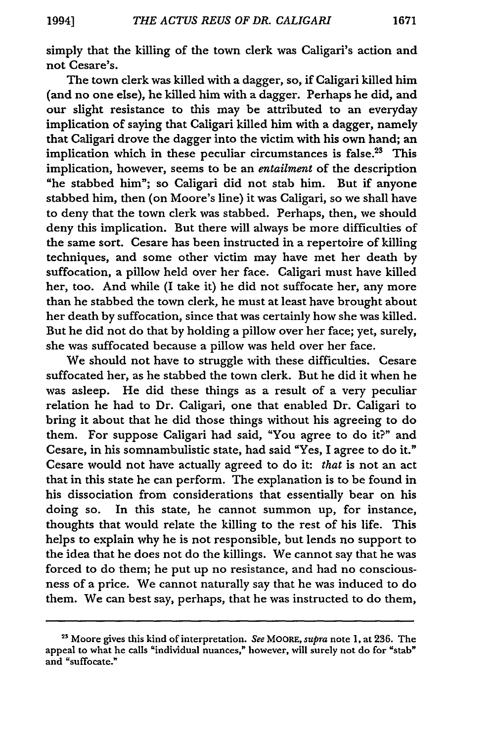simply that the killing of the town clerk was Caligari's action and not Cesare's.

The town clerk was killed with a dagger, so, if Caligari killed him (and no one else), he killed him with a dagger. Perhaps he did, and our slight resistance to this may be attributed to an everyday implication of saying that Caligari killed him with a dagger, namely that Caligari drove the dagger into the victim with his own hand; an implication which in these peculiar circumstances is false.[23] This implication, however, seems to be an *entailment* of the description "he stabbed him"; so Caligari did not stab him. But if anyone stabbed him, then (on Moore's line) it was Caligari, so we shall have to deny that the town clerk was stabbed. Perhaps, then, we should deny this implication. But there will always be more difficulties of the same sort. Cesare has been instructed in a repertoire of killing techniques, and some other victim may have met her death by suffocation, a pillow held over her face. Caligari must have killed her, too. And while (I take it) he did not suffocate her, any more than he stabbed the town clerk, he must at least have brought about her death by suffocation, since that was certainly how she was killed. But he did not do that by holding a pillow over her face; yet, surely, she was suffocated because a pillow was held over her face.

We should not have to struggle with these difficulties. Cesare suffocated her, as he stabbed the town clerk. But he did it when he was asleep. He did these things as a result of a very peculiar relation he had to Dr. Caligari, one that enabled Dr. Caligari to bring it about that he did those things without his agreeing to do them. For suppose Caligari had said, "You agree to do it?" and Cesare, in his somnambulistic state, had said "Yes, I agree to do it." Cesare would not have actually agreed to do it: *that* is not an act that in this state he can perform. The explanation is to be found in his dissociation from considerations that essentially bear on his doing so. In this state, he cannot summon up, for instance, thoughts that would relate the killing to the rest of his life. This helps to explain why he is not responsible, but lends no support to the idea that he does not do the killings. We cannot say that he was forced to do them; he put up no resistance, and had no consciousness of a price. We cannot naturally say that he was induced to do them. We can best say, perhaps, that he was instructed to do them,

---

[23] Moore gives this kind of interpretation. *See* MOORE, *supra* note 1, at 236. The appeal to what he calls "individual nuances," however, will surely not do for "stab" and "suffocate."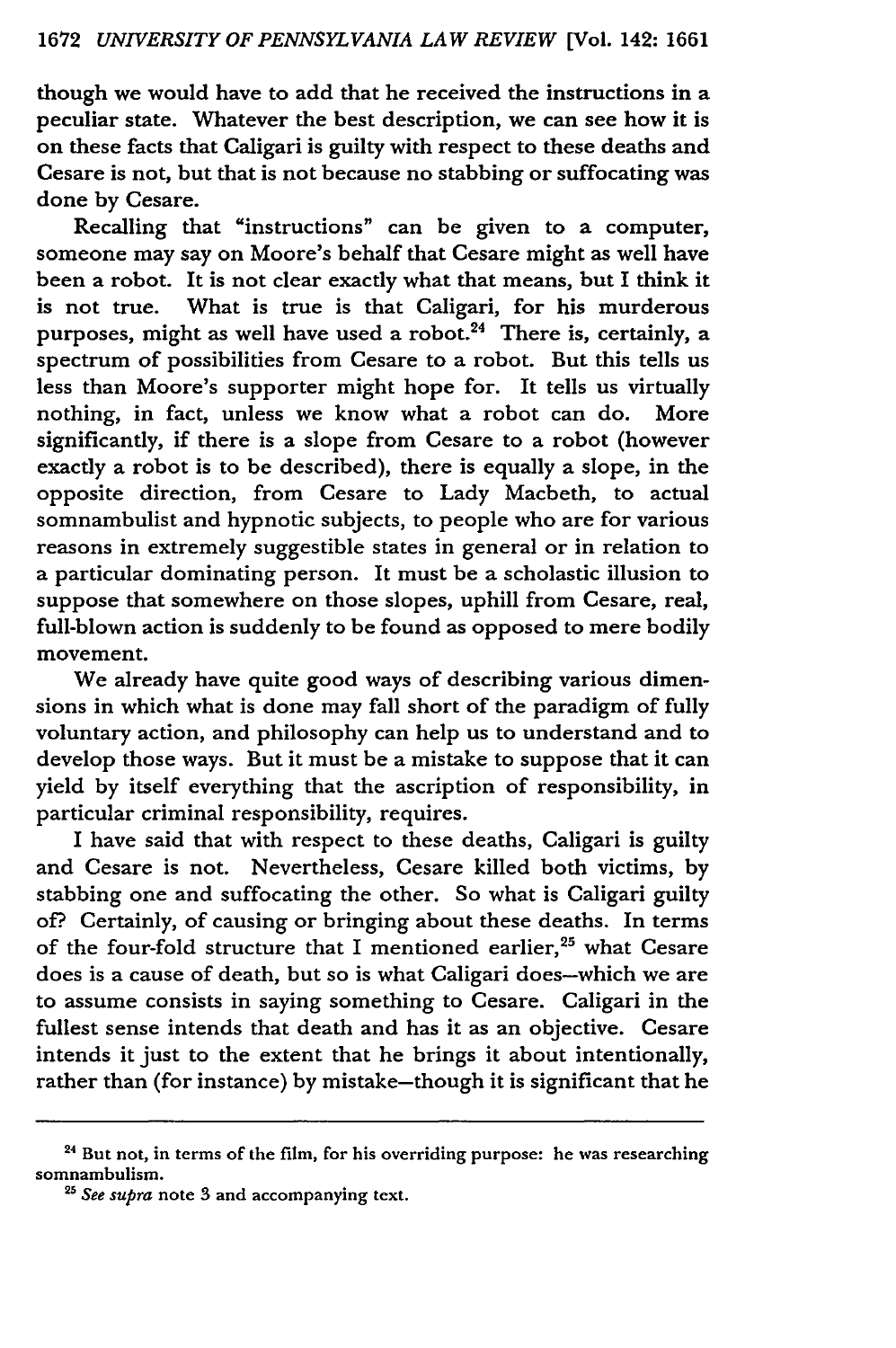though we would have to add that he received the instructions in a peculiar state. Whatever the best description, we can see how it is on these facts that Caligari is guilty with respect to these deaths and Cesare is not, but that is not because no stabbing or suffocating was done by Cesare.

Recalling that "instructions" can be given to a computer, someone may say on Moore's behalf that Cesare might as well have been a robot. It is not clear exactly what that means, but I think it is not true. What is true is that Caligari, for his murderous purposes, might as well have used a robot.[24] There is, certainly, a spectrum of possibilities from Cesare to a robot. But this tells us less than Moore's supporter might hope for. It tells us virtually nothing, in fact, unless we know what a robot can do. More significantly, if there is a slope from Cesare to a robot (however exactly a robot is to be described), there is equally a slope, in the opposite direction, from Cesare to Lady Macbeth, to actual somnambulist and hypnotic subjects, to people who are for various reasons in extremely suggestible states in general or in relation to a particular dominating person. It must be a scholastic illusion to suppose that somewhere on those slopes, uphill from Cesare, real, full-blown action is suddenly to be found as opposed to mere bodily movement.

We already have quite good ways of describing various dimensions in which what is done may fall short of the paradigm of fully voluntary action, and philosophy can help us to understand and to develop those ways. But it must be a mistake to suppose that it can yield by itself everything that the ascription of responsibility, in particular criminal responsibility, requires.

I have said that with respect to these deaths, Caligari is guilty and Cesare is not. Nevertheless, Cesare killed both victims, by stabbing one and suffocating the other. So what is Caligari guilty of? Certainly, of causing or bringing about these deaths. In terms of the four-fold structure that I mentioned earlier,[25] what Cesare does is a cause of death, but so is what Caligari does—which we are to assume consists in saying something to Cesare. Caligari in the fullest sense intends that death and has it as an objective. Cesare intends it just to the extent that he brings it about intentionally, rather than (for instance) by mistake—though it is significant that he

---

[24] But not, in terms of the film, for his overriding purpose: he was researching somnambulism.

[25] *See supra* note 3 and accompanying text.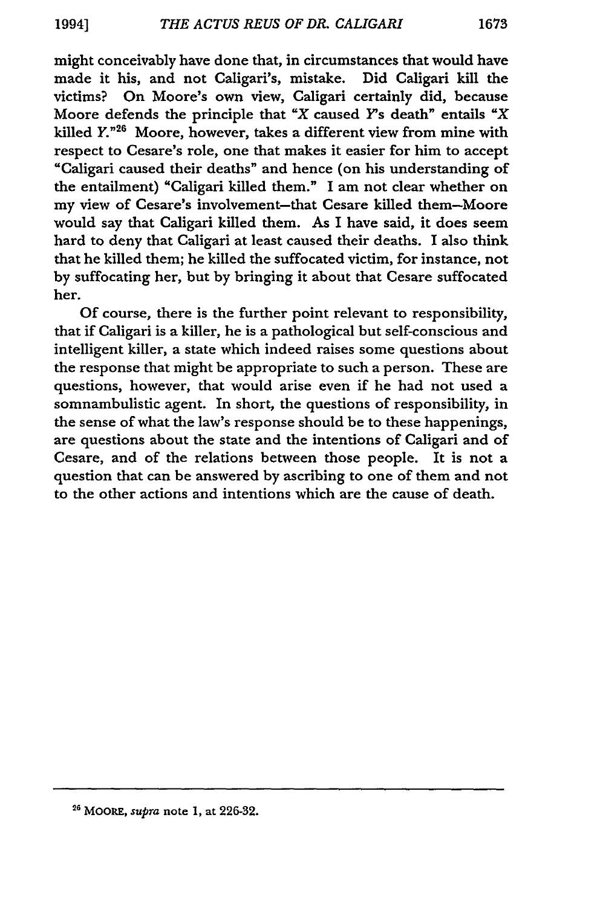might conceivably have done that, in circumstances that would have made it his, and not Caligari's, mistake. Did Caligari kill the victims? On Moore's own view, Caligari certainly did, because Moore defends the principle that "*X* caused *Y*'s death" entails "*X* killed *Y*."[26] Moore, however, takes a different view from mine with respect to Cesare's role, one that makes it easier for him to accept "Caligari caused their deaths" and hence (on his understanding of the entailment) "Caligari killed them." I am not clear whether on my view of Cesare's involvement—that Cesare killed them—Moore would say that Caligari killed them. As I have said, it does seem hard to deny that Caligari at least caused their deaths. I also think that he killed them; he killed the suffocated victim, for instance, not by suffocating her, but by bringing it about that Cesare suffocated her.

Of course, there is the further point relevant to responsibility, that if Caligari is a killer, he is a pathological but self-conscious and intelligent killer, a state which indeed raises some questions about the response that might be appropriate to such a person. These are questions, however, that would arise even if he had not used a somnambulistic agent. In short, the questions of responsibility, in the sense of what the law's response should be to these happenings, are questions about the state and the intentions of Caligari and of Cesare, and of the relations between those people. It is not a question that can be answered by ascribing to one of them and not to the other actions and intentions which are the cause of death.

---

[26] MOORE, *supra* note 1, at 226-32.